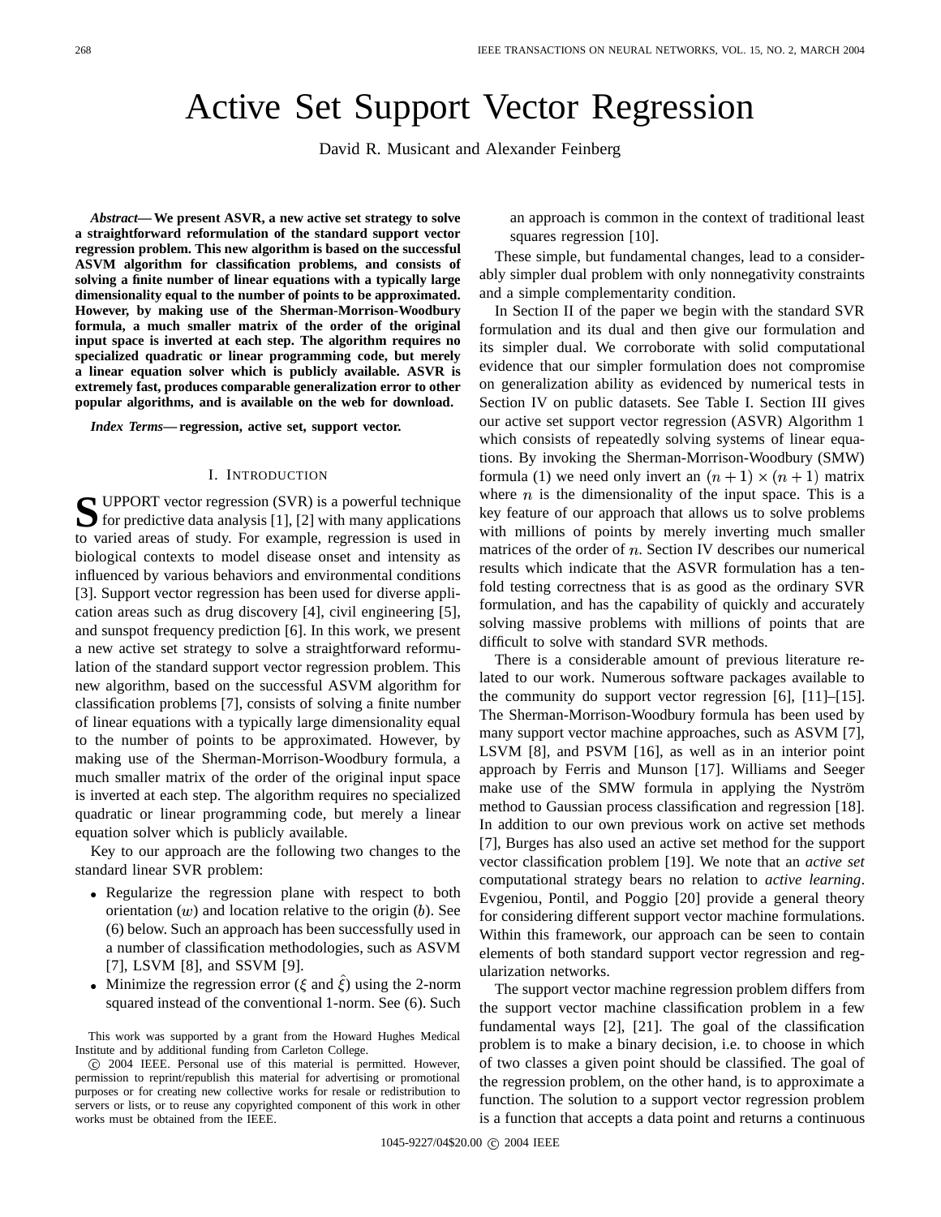# Active Set Support Vector Regression

David R. Musicant and Alexander Feinberg

***Abstract*— We present ASVR, a new active set strategy to solve a straightforward reformulation of the standard support vector regression problem. This new algorithm is based on the successful ASVM algorithm for classification problems, and consists of solving a finite number of linear equations with a typically large dimensionality equal to the number of points to be approximated. However, by making use of the Sherman-Morrison-Woodbury formula, a much smaller matrix of the order of the original input space is inverted at each step. The algorithm requires no specialized quadratic or linear programming code, but merely a linear equation solver which is publicly available. ASVR is extremely fast, produces comparable generalization error to other popular algorithms, and is available on the web for download.**

***Index Terms*— regression, active set, support vector.**

## I. Introduction

Support vector regression (SVR) is a powerful technique for predictive data analysis [1], [2] with many applications to varied areas of study. For example, regression is used in biological contexts to model disease onset and intensity as influenced by various behaviors and environmental conditions [3]. Support vector regression has been used for diverse application areas such as drug discovery [4], civil engineering [5], and sunspot frequency prediction [6]. In this work, we present a new active set strategy to solve a straightforward reformulation of the standard support vector regression problem. This new algorithm, based on the successful ASVM algorithm for classification problems [7], consists of solving a finite number of linear equations with a typically large dimensionality equal to the number of points to be approximated. However, by making use of the Sherman-Morrison-Woodbury formula, a much smaller matrix of the order of the original input space is inverted at each step. The algorithm requires no specialized quadratic or linear programming code, but merely a linear equation solver which is publicly available.

Key to our approach are the following two changes to the standard linear SVR problem:

- Regularize the regression plane with respect to both orientation ($w$) and location relative to the origin ($b$). See (6) below. Such an approach has been successfully used in a number of classification methodologies, such as ASVM [7], LSVM [8], and SSVM [9].
- Minimize the regression error ($\xi$ and $\hat{\xi}$) using the 2-norm squared instead of the conventional 1-norm. See (6). Such an approach is common in the context of traditional least squares regression [10].

These simple, but fundamental changes, lead to a considerably simpler dual problem with only nonnegativity constraints and a simple complementarity condition.

In Section II of the paper we begin with the standard SVR formulation and its dual and then give our formulation and its simpler dual. We corroborate with solid computational evidence that our simpler formulation does not compromise on generalization ability as evidenced by numerical tests in Section IV on public datasets. See Table I. Section III gives our active set support vector regression (ASVR) Algorithm 1 which consists of repeatedly solving systems of linear equations. By invoking the Sherman-Morrison-Woodbury (SMW) formula (1) we need only invert an $(n+1) \times (n+1)$ matrix where $n$ is the dimensionality of the input space. This is a key feature of our approach that allows us to solve problems with millions of points by merely inverting much smaller matrices of the order of $n$. Section IV describes our numerical results which indicate that the ASVR formulation has a tenfold testing correctness that is as good as the ordinary SVR formulation, and has the capability of quickly and accurately solving massive problems with millions of points that are difficult to solve with standard SVR methods.

There is a considerable amount of previous literature related to our work. Numerous software packages available to the community do support vector regression [6], [11]–[15]. The Sherman-Morrison-Woodbury formula has been used by many support vector machine approaches, such as ASVM [7], LSVM [8], and PSVM [16], as well as in an interior point approach by Ferris and Munson [17]. Williams and Seeger make use of the SMW formula in applying the Nyström method to Gaussian process classification and regression [18]. In addition to our own previous work on active set methods [7], Burges has also used an active set method for the support vector classification problem [19]. We note that an *active set* computational strategy bears no relation to *active learning*. Evgeniou, Pontil, and Poggio [20] provide a general theory for considering different support vector machine formulations. Within this framework, our approach can be seen to contain elements of both standard support vector regression and regularization networks.

The support vector machine regression problem differs from the support vector machine classification problem in a few fundamental ways [2], [21]. The goal of the classification problem is to make a binary decision, i.e. to choose in which of two classes a given point should be classified. The goal of the regression problem, on the other hand, is to approximate a function. The solution to a support vector regression problem is a function that accepts a data point and returns a continuous

This work was supported by a grant from the Howard Hughes Medical Institute and by additional funding from Carleton College.

© 2004 IEEE. Personal use of this material is permitted. However, permission to reprint/republish this material for advertising or promotional purposes or for creating new collective works for resale or redistribution to servers or lists, or to reuse any copyrighted component of this work in other works must be obtained from the IEEE.

1045-9227/04$20.00 © 2004 IEEE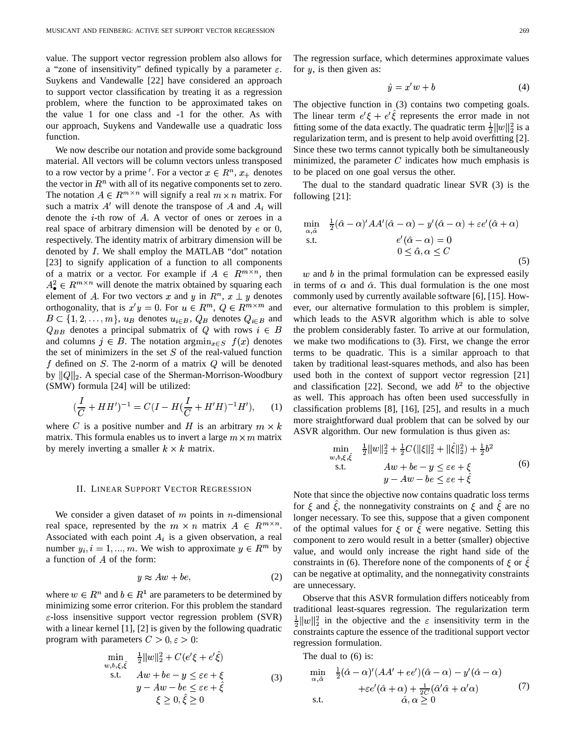value. The support vector regression problem also allows for a "zone of insensitivity" defined typically by a parameter $\varepsilon$. Suykens and Vandewalle [22] have considered an approach to support vector classification by treating it as a regression problem, where the function to be approximated takes on the value 1 for one class and -1 for the other. As with our approach, Suykens and Vandewalle use a quadratic loss function.

We now describe our notation and provide some background material. All vectors will be column vectors unless transposed to a row vector by a prime $'$. For a vector $x \in R^n$, $x_+$ denotes the vector in $R^n$ with all of its negative components set to zero. The notation $A \in R^{m \times n}$ will signify a real $m \times n$ matrix. For such a matrix $A'$ will denote the transpose of $A$ and $A_i$ will denote the $i$-th row of $A$. A vector of ones or zeroes in a real space of arbitrary dimension will be denoted by $e$ or $0$, respectively. The identity matrix of arbitrary dimension will be denoted by $I$. We shall employ the MATLAB "dot" notation [23] to signify application of a function to all components of a matrix or a vector. For example if $A \in R^{m \times n}$, then $A^2_\bullet \in R^{m \times n}$ will denote the matrix obtained by squaring each element of $A$. For two vectors $x$ and $y$ in $R^n$, $x \perp y$ denotes orthogonality, that is $x'y = 0$. For $u \in R^m$, $Q \in R^{m \times m}$ and $B \subset \{1, 2, \ldots, m\}$, $u_B$ denotes $u_{i \in B}$, $Q_B$ denotes $Q_{i \in B}$ and $Q_{BB}$ denotes a principal submatrix of $Q$ with rows $i \in B$ and columns $j \in B$. The notation $\text{argmin}_{x \in S}\ f(x)$ denotes the set of minimizers in the set $S$ of the real-valued function $f$ defined on $S$. The 2-norm of a matrix $Q$ will be denoted by $\|Q\|_2$. A special case of the Sherman-Morrison-Woodbury (SMW) formula [24] will be utilized:

$$(\frac{I}{C} + HH')^{-1} = C(I - H(\frac{I}{C} + H'H)^{-1}H'), \qquad (1)$$

where $C$ is a positive number and $H$ is an arbitrary $m \times k$ matrix. This formula enables us to invert a large $m \times m$ matrix by merely inverting a smaller $k \times k$ matrix.

## II. Linear Support Vector Regression

We consider a given dataset of $m$ points in $n$-dimensional real space, represented by the $m \times n$ matrix $A \in R^{m \times n}$. Associated with each point $A_i$ is a given observation, a real number $y_i, i = 1, ..., m$. We wish to approximate $y \in R^m$ by a function of $A$ of the form:

$$y \approx Aw + be, \qquad (2)$$

where $w \in R^n$ and $b \in R^1$ are parameters to be determined by minimizing some error criterion. For this problem the standard $\varepsilon$-loss insensitive support vector regression problem (SVR) with a linear kernel [1], [2] is given by the following quadratic program with parameters $C > 0, \varepsilon > 0$:

$$\begin{array}{ll} \min\limits_{w,b,\xi,\hat{\xi}} & \frac{1}{2}\|w\|_2^2 + C(e'\xi + e'\hat{\xi}) \\ \text{s.t.} & Aw + be - y \leq \varepsilon e + \xi \\ & y - Aw - be \leq \varepsilon e + \hat{\xi} \\ & \xi \geq 0, \hat{\xi} \geq 0 \end{array} \qquad (3)$$

The regression surface, which determines approximate values for $y$, is then given as:

$$\hat{y} = x'w + b \qquad (4)$$

The objective function in (3) contains two competing goals. The linear term $e'\xi + e'\hat{\xi}$ represents the error made in not fitting some of the data exactly. The quadratic term $\frac{1}{2}\|w\|_2^2$ is a regularization term, and is present to help avoid overfitting [2]. Since these two terms cannot typically both be simultaneously minimized, the parameter $C$ indicates how much emphasis is to be placed on one goal versus the other.

The dual to the standard quadratic linear SVR (3) is the following [21]:

$$\begin{array}{ll} \min\limits_{\alpha,\hat{\alpha}} & \frac{1}{2}(\hat{\alpha} - \alpha)'AA'(\hat{\alpha} - \alpha) - y'(\hat{\alpha} - \alpha) + \varepsilon e'(\hat{\alpha} + \alpha) \\ \text{s.t.} & e'(\hat{\alpha} - \alpha) = 0 \\ & 0 \leq \hat{\alpha}, \alpha \leq C \end{array} \qquad (5)$$

$w$ and $b$ in the primal formulation can be expressed easily in terms of $\alpha$ and $\hat{\alpha}$. This dual formulation is the one most commonly used by currently available software [6], [15]. However, our alternative formulation to this problem is simpler, which leads to the ASVR algorithm which is able to solve the problem considerably faster. To arrive at our formulation, we make two modifications to (3). First, we change the error terms to be quadratic. This is a similar approach to that taken by traditional least-squares methods, and also has been used both in the context of support vector regression [21] and classification [22]. Second, we add $b^2$ to the objective as well. This approach has often been used successfully in classification problems [8], [16], [25], and results in a much more straightforward dual problem that can be solved by our ASVR algorithm. Our new formulation is thus given as:

$$\begin{array}{ll} \min\limits_{w,b,\xi,\hat{\xi}} & \frac{1}{2}\|w\|_2^2 + \frac{1}{2}C(\|\xi\|_2^2 + \|\hat{\xi}\|_2^2) + \frac{1}{2}b^2 \\ \text{s.t.} & Aw + be - y \leq \varepsilon e + \xi \\ & y - Aw - be \leq \varepsilon e + \hat{\xi} \end{array} \qquad (6)$$

Note that since the objective now contains quadratic loss terms for $\xi$ and $\hat{\xi}$, the nonnegativity constraints on $\xi$ and $\hat{\xi}$ are no longer necessary. To see this, suppose that a given component of the optimal values for $\xi$ or $\hat{\xi}$ were negative. Setting this component to zero would result in a better (smaller) objective value, and would only increase the right hand side of the constraints in (6). Therefore none of the components of $\xi$ or $\hat{\xi}$ can be negative at optimality, and the nonnegativity constraints are unnecessary.

Observe that this ASVR formulation differs noticeably from traditional least-squares regression. The regularization term $\frac{1}{2}\|w\|_2^2$ in the objective and the $\varepsilon$ insensitivity term in the constraints capture the essence of the traditional support vector regression formulation.

The dual to (6) is:

$$\begin{array}{ll} \min\limits_{\alpha,\hat{\alpha}} & \frac{1}{2}(\hat{\alpha} - \alpha)'(AA' + ee')(\hat{\alpha} - \alpha) - y'(\hat{\alpha} - \alpha) \\ & +\varepsilon e'(\hat{\alpha} + \alpha) + \frac{1}{2C}(\hat{\alpha}'\hat{\alpha} + \alpha'\alpha) \\ \text{s.t.} & \hat{\alpha}, \alpha \geq 0 \end{array} \qquad (7)$$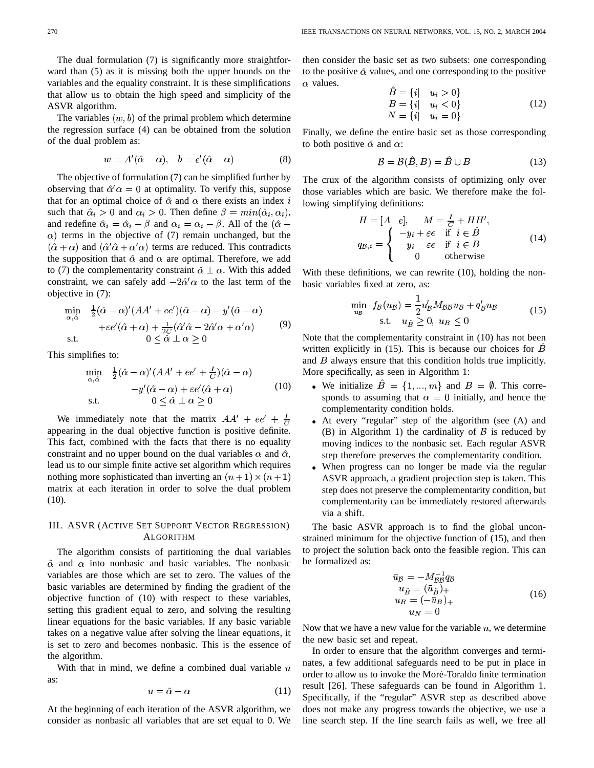The dual formulation (7) is significantly more straightforward than (5) as it is missing both the upper bounds on the variables and the equality constraint. It is these simplifications that allow us to obtain the high speed and simplicity of the ASVR algorithm.

The variables $(w, b)$ of the primal problem which determine the regression surface (4) can be obtained from the solution of the dual problem as:

$$w = A'(\hat{\alpha} - \alpha), \quad b = e'(\hat{\alpha} - \alpha) \tag{8}$$

The objective of formulation (7) can be simplified further by observing that $\hat{\alpha}'\alpha = 0$ at optimality. To verify this, suppose that for an optimal choice of $\hat{\alpha}$ and $\alpha$ there exists an index $i$ such that $\hat{\alpha}_i > 0$ and $\alpha_i > 0$. Then define $\beta = min(\hat{\alpha}_i, \alpha_i)$, and redefine $\hat{\alpha}_i = \hat{\alpha}_i - \beta$ and $\alpha_i = \alpha_i - \beta$. All of the $(\hat{\alpha} - \alpha)$ terms in the objective of (7) remain unchanged, but the $(\hat{\alpha} + \alpha)$ and $(\hat{\alpha}'\hat{\alpha} + \alpha'\alpha)$ terms are reduced. This contradicts the supposition that $\hat{\alpha}$ and $\alpha$ are optimal. Therefore, we add to (7) the complementarity constraint $\hat{\alpha} \perp \alpha$. With this added constraint, we can safely add $-2\hat{\alpha}'\alpha$ to the last term of the objective in (7):

$$\begin{array}{ll} \min\limits_{\alpha, \hat{\alpha}} & \frac{1}{2}(\hat{\alpha} - \alpha)'(AA' + ee')(\hat{\alpha} - \alpha) - y'(\hat{\alpha} - \alpha) \\ & +\varepsilon e'(\hat{\alpha} + \alpha) + \frac{1}{2C}(\hat{\alpha}'\hat{\alpha} - 2\hat{\alpha}'\alpha + \alpha'\alpha) \\ \text{s.t.} & 0 \leq \hat{\alpha} \perp \alpha \geq 0 \end{array} \tag{9}$$

This simplifies to:

$$\begin{array}{ll} \min\limits_{\alpha, \hat{\alpha}} & \frac{1}{2}(\hat{\alpha} - \alpha)'(AA' + ee' + \frac{I}{C})(\hat{\alpha} - \alpha) \\ & -y'(\hat{\alpha} - \alpha) + \varepsilon e'(\hat{\alpha} + \alpha) \\ \text{s.t.} & 0 \leq \hat{\alpha} \perp \alpha \geq 0 \end{array} \tag{10}$$

We immediately note that the matrix $AA' + ee' + \frac{I}{C}$ appearing in the dual objective function is positive definite. This fact, combined with the facts that there is no equality constraint and no upper bound on the dual variables $\alpha$ and $\hat{\alpha}$, lead us to our simple finite active set algorithm which requires nothing more sophisticated than inverting an $(n+1) \times (n+1)$ matrix at each iteration in order to solve the dual problem (10).

## III. ASVR (Active Set Support Vector Regression) Algorithm

The algorithm consists of partitioning the dual variables $\hat{\alpha}$ and $\alpha$ into nonbasic and basic variables. The nonbasic variables are those which are set to zero. The values of the basic variables are determined by finding the gradient of the objective function of (10) with respect to these variables, setting this gradient equal to zero, and solving the resulting linear equations for the basic variables. If any basic variable takes on a negative value after solving the linear equations, it is set to zero and becomes nonbasic. This is the essence of the algorithm.

With that in mind, we define a combined dual variable $u$ as:

$$u = \hat{\alpha} - \alpha \tag{11}$$

At the beginning of each iteration of the ASVR algorithm, we consider as nonbasic all variables that are set equal to 0. We then consider the basic set as two subsets: one corresponding to the positive $\hat{\alpha}$ values, and one corresponding to the positive $\alpha$ values.

$$\begin{array}{l} \hat{B} = \{i| \quad u_i > 0\} \\ B = \{i| \quad u_i < 0\} \\ N = \{i| \quad u_i = 0\} \end{array} \tag{12}$$

Finally, we define the entire basic set as those corresponding to both positive $\hat{\alpha}$ and $\alpha$:

$$\mathcal{B} = \mathcal{B}(\hat{B}, B) = \hat{B} \cup B \tag{13}$$

The crux of the algorithm consists of optimizing only over those variables which are basic. We therefore make the following simplifying definitions:

$$\begin{array}{c} H = [A \quad e], \qquad M = \frac{I}{C} + HH', \\ q_{\mathcal{B},i} = \begin{cases} -y_i + \varepsilon e & \text{if } i \in \hat{B} \\ -y_i - \varepsilon e & \text{if } i \in B \\ 0 & \text{otherwise} \end{cases} \end{array} \tag{14}$$

With these definitions, we can rewrite (10), holding the nonbasic variables fixed at zero, as:

$$\begin{array}{ll} \min\limits_{u_{\mathcal{B}}} & f_{\mathcal{B}}(u_{\mathcal{B}}) = \frac{1}{2}u'_{\mathcal{B}}M_{\mathcal{B}\mathcal{B}}u_{\mathcal{B}} + q'_{\mathcal{B}}u_{\mathcal{B}} \\ & \text{s.t.} \quad u_{\hat{B}} \geq 0, \; u_B \leq 0 \end{array} \tag{15}$$

Note that the complementarity constraint in (10) has not been written explicitly in (15). This is because our choices for $\hat{B}$ and $B$ always ensure that this condition holds true implicitly. More specifically, as seen in Algorithm 1:

- We initialize $\hat{B} = \{1, ..., m\}$ and $B = \emptyset$. This corresponds to assuming that $\alpha = 0$ initially, and hence the complementarity condition holds.
- At every "regular" step of the algorithm (see (A) and (B) in Algorithm 1) the cardinality of $\mathcal{B}$ is reduced by moving indices to the nonbasic set. Each regular ASVR step therefore preserves the complementarity condition.
- When progress can no longer be made via the regular ASVR approach, a gradient projection step is taken. This step does not preserve the complementarity condition, but complementarity can be immediately restored afterwards via a shift.

The basic ASVR approach is to find the global unconstrained minimum for the objective function of (15), and then to project the solution back onto the feasible region. This can be formalized as:

$$\begin{array}{c} \bar{u}_{\mathcal{B}} = -M_{\mathcal{B}\mathcal{B}}^{-1}q_{\mathcal{B}} \\ u_{\hat{B}} = (\bar{u}_{\hat{B}})_+ \\ u_B = (-\bar{u}_B)_+ \\ u_N = 0 \end{array} \tag{16}$$

Now that we have a new value for the variable $u$, we determine the new basic set and repeat.

In order to ensure that the algorithm converges and terminates, a few additional safeguards need to be put in place in order to allow us to invoke the Moré-Toraldo finite termination result [26]. These safeguards can be found in Algorithm 1. Specifically, if the "regular" ASVR step as described above does not make any progress towards the objective, we use a line search step. If the line search fails as well, we free all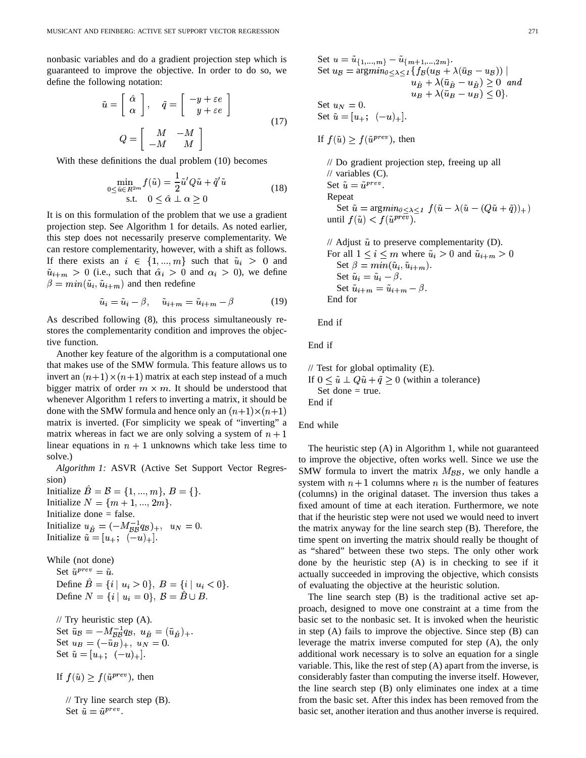nonbasic variables and do a gradient projection step which is guaranteed to improve the objective. In order to do so, we define the following notation:

$$\tilde{u} = \begin{bmatrix} \hat{\alpha} \\ \alpha \end{bmatrix}, \quad \tilde{q} = \begin{bmatrix} -y + \varepsilon e \\ y + \varepsilon e \end{bmatrix}$$
$$Q = \begin{bmatrix} M & -M \\ -M & M \end{bmatrix} \tag{17}$$

With these definitions the dual problem (10) becomes

$$\min_{0 \le \tilde{u} \in R^{2m}} f(\tilde{u}) = \frac{1}{2}\tilde{u}' Q \tilde{u} + \tilde{q}'\tilde{u}$$
$$\text{s.t.} \quad 0 \le \hat{\alpha} \perp \alpha \ge 0 \tag{18}$$

It is on this formulation of the problem that we use a gradient projection step. See Algorithm 1 for details. As noted earlier, this step does not necessarily preserve complementarity. We can restore complementarity, however, with a shift as follows. If there exists an $i \in \{1, ..., m\}$ such that $\tilde{u}_i > 0$ and $\tilde{u}_{i+m} > 0$ (i.e., such that $\hat{\alpha}_i > 0$ and $\alpha_i > 0$), we define $\beta = min(\tilde{u}_i, \tilde{u}_{i+m})$ and then redefine

$$\tilde{u}_i = \tilde{u}_i - \beta, \quad \tilde{u}_{i+m} = \tilde{u}_{i+m} - \beta \tag{19}$$

As described following (8), this process simultaneously restores the complementarity condition and improves the objective function.

Another key feature of the algorithm is a computational one that makes use of the SMW formula. This feature allows us to invert an $(n+1) \times (n+1)$ matrix at each step instead of a much bigger matrix of order $m \times m$. It should be understood that whenever Algorithm 1 refers to inverting a matrix, it should be done with the SMW formula and hence only an $(n+1) \times (n+1)$ matrix is inverted. (For simplicity we speak of "inverting" a matrix whereas in fact we are only solving a system of $n+1$ linear equations in $n+1$ unknowns which take less time to solve.)

*Algorithm 1:* ASVR (Active Set Support Vector Regression)

Initialize $\hat{B} = \mathcal{B} = \{1, ..., m\}$, $B = \{\}$.
Initialize $N = \{m+1, ..., 2m\}$.
Initialize done = false.
Initialize $u_{\hat{B}} = (-M_{\mathcal{BB}}^{-1} q_{\mathcal{B}})_+$, $u_N = 0$.
Initialize $\tilde{u} = [u_+; \ (-u)_+]$.

While (not done)
  Set $\tilde{u}^{prev} = \tilde{u}$.
  Define $\hat{B} = \{i \mid u_i > 0\}$, $B = \{i \mid u_i < 0\}$.
  Define $N = \{i \mid u_i = 0\}$, $\mathcal{B} = \hat{B} \cup B$.

  // Try heuristic step (A).
  Set $\bar{u}_{\mathcal{B}} = -M_{\mathcal{BB}}^{-1} q_{\mathcal{B}}$, $u_{\hat{B}} = (\bar{u}_{\hat{B}})_+$.
  Set $u_B = (-\bar{u}_B)_+$, $u_N = 0$.
  Set $\tilde{u} = [u_+; \ (-u)_+]$.

  If $f(\tilde{u}) \ge f(\tilde{u}^{prev})$, then

    // Try line search step (B).
    Set $\tilde{u} = \tilde{u}^{prev}$.
    Set $u = \tilde{u}_{\{1,...,m\}} - \tilde{u}_{\{m+1,...,2m\}}$.
    Set $u_{\mathcal{B}} = \text{arg}min_{0 \le \lambda \le 1}\{f_{\mathcal{B}}(u_{\mathcal{B}} + \lambda(\bar{u}_{\mathcal{B}} - u_{\mathcal{B}})) \mid u_{\hat{B}} + \lambda(\bar{u}_{\hat{B}} - u_{\hat{B}}) \ge 0 \ \ and \ \ u_B + \lambda(\bar{u}_B - u_B) \le 0\}$.
    Set $u_N = 0$.
    Set $\tilde{u} = [u_+; \ (-u)_+]$.

    If $f(\tilde{u}) \ge f(\tilde{u}^{prev})$, then

      // Do gradient projection step, freeing up all
      // variables (C).
      Set $\tilde{u} = \tilde{u}^{prev}$.
      Repeat
        Set $\tilde{u} = \text{arg}min_{0 \le \lambda \le 1} \ f(\tilde{u} - \lambda(\tilde{u} - (Q\tilde{u} + \tilde{q}))_+)$
      until $f(\tilde{u}) < f(\tilde{u}^{prev})$.

      // Adjust $\tilde{u}$ to preserve complementarity (D).
      For all $1 \le i \le m$ where $\tilde{u}_i > 0$ and $\tilde{u}_{i+m} > 0$
        Set $\beta = min(\tilde{u}_i, \tilde{u}_{i+m})$.
        Set $\tilde{u}_i = \tilde{u}_i - \beta$.
        Set $\tilde{u}_{i+m} = \tilde{u}_{i+m} - \beta$.
      End for

    End if

  End if

  // Test for global optimality (E).
  If $0 \le \tilde{u} \perp Q\tilde{u} + \tilde{q} \ge 0$ (within a tolerance)
    Set done = true.
  End if

End while

The heuristic step (A) in Algorithm 1, while not guaranteed to improve the objective, often works well. Since we use the SMW formula to invert the matrix $M_{\mathcal{BB}}$, we only handle a system with $n+1$ columns where $n$ is the number of features (columns) in the original dataset. The inversion thus takes a fixed amount of time at each iteration. Furthermore, we note that if the heuristic step were not used we would need to invert the matrix anyway for the line search step (B). Therefore, the time spent on inverting the matrix should really be thought of as "shared" between these two steps. The only other work done by the heuristic step (A) is in checking to see if it actually succeeded in improving the objective, which consists of evaluating the objective at the heuristic solution.

The line search step (B) is the traditional active set approach, designed to move one constraint at a time from the basic set to the nonbasic set. It is invoked when the heuristic in step (A) fails to improve the objective. Since step (B) can leverage the matrix inverse computed for step (A), the only additional work necessary is to solve an equation for a single variable. This, like the rest of step (A) apart from the inverse, is considerably faster than computing the inverse itself. However, the line search step (B) only eliminates one index at a time from the basic set. After this index has been removed from the basic set, another iteration and thus another inverse is required.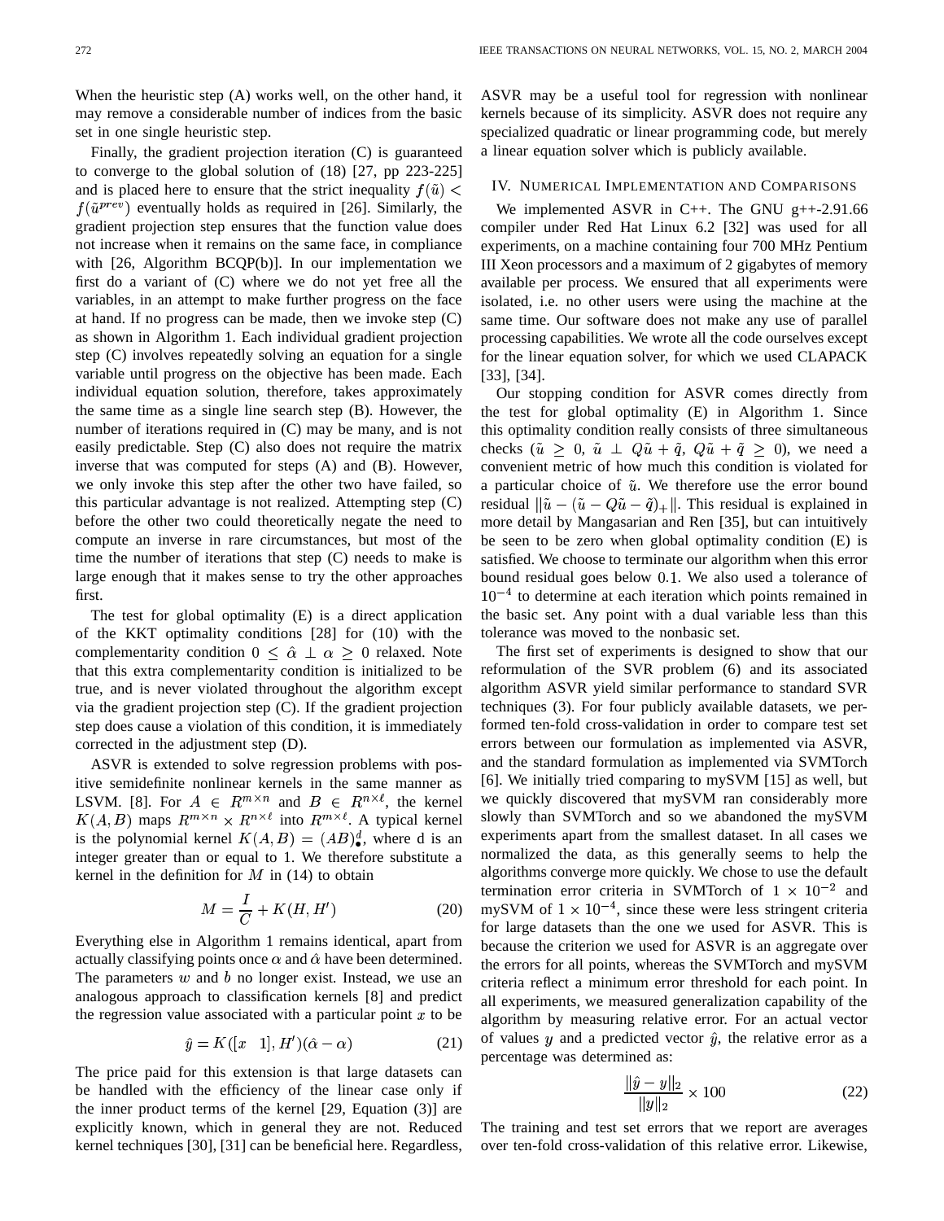When the heuristic step (A) works well, on the other hand, it may remove a considerable number of indices from the basic set in one single heuristic step.

Finally, the gradient projection iteration (C) is guaranteed to converge to the global solution of (18) [27, pp 223-225] and is placed here to ensure that the strict inequality $f(\tilde{u}) < f(\tilde{u}^{prev})$ eventually holds as required in [26]. Similarly, the gradient projection step ensures that the function value does not increase when it remains on the same face, in compliance with [26, Algorithm BCQP(b)]. In our implementation we first do a variant of (C) where we do not yet free all the variables, in an attempt to make further progress on the face at hand. If no progress can be made, then we invoke step (C) as shown in Algorithm 1. Each individual gradient projection step (C) involves repeatedly solving an equation for a single variable until progress on the objective has been made. Each individual equation solution, therefore, takes approximately the same time as a single line search step (B). However, the number of iterations required in (C) may be many, and is not easily predictable. Step (C) also does not require the matrix inverse that was computed for steps (A) and (B). However, we only invoke this step after the other two have failed, so this particular advantage is not realized. Attempting step (C) before the other two could theoretically negate the need to compute an inverse in rare circumstances, but most of the time the number of iterations that step (C) needs to make is large enough that it makes sense to try the other approaches first.

The test for global optimality (E) is a direct application of the KKT optimality conditions [28] for (10) with the complementarity condition $0 \leq \hat{\alpha} \perp \alpha \geq 0$ relaxed. Note that this extra complementarity condition is initialized to be true, and is never violated throughout the algorithm except via the gradient projection step (C). If the gradient projection step does cause a violation of this condition, it is immediately corrected in the adjustment step (D).

ASVR is extended to solve regression problems with positive semidefinite nonlinear kernels in the same manner as LSVM. [8]. For $A \in R^{m \times n}$ and $B \in R^{n \times \ell}$, the kernel $K(A, B)$ maps $R^{m \times n} \times R^{n \times \ell}$ into $R^{m \times \ell}$. A typical kernel is the polynomial kernel $K(A, B) = (AB)^d_\bullet$, where d is an integer greater than or equal to 1. We therefore substitute a kernel in the definition for $M$ in (14) to obtain

$$M = \frac{I}{C} + K(H, H') \tag{20}$$

Everything else in Algorithm 1 remains identical, apart from actually classifying points once $\alpha$ and $\hat{\alpha}$ have been determined. The parameters $w$ and $b$ no longer exist. Instead, we use an analogous approach to classification kernels [8] and predict the regression value associated with a particular point $x$ to be

$$\hat{y} = K([x \quad 1], H')(\hat{\alpha} - \alpha) \tag{21}$$

The price paid for this extension is that large datasets can be handled with the efficiency of the linear case only if the inner product terms of the kernel [29, Equation (3)] are explicitly known, which in general they are not. Reduced kernel techniques [30], [31] can be beneficial here. Regardless, ASVR may be a useful tool for regression with nonlinear kernels because of its simplicity. ASVR does not require any specialized quadratic or linear programming code, but merely a linear equation solver which is publicly available.

## IV. Numerical Implementation and Comparisons

We implemented ASVR in C++. The GNU g++-2.91.66 compiler under Red Hat Linux 6.2 [32] was used for all experiments, on a machine containing four 700 MHz Pentium III Xeon processors and a maximum of 2 gigabytes of memory available per process. We ensured that all experiments were isolated, i.e. no other users were using the machine at the same time. Our software does not make any use of parallel processing capabilities. We wrote all the code ourselves except for the linear equation solver, for which we used CLAPACK [33], [34].

Our stopping condition for ASVR comes directly from the test for global optimality (E) in Algorithm 1. Since this optimality condition really consists of three simultaneous checks ($\tilde{u} \geq 0$, $\tilde{u} \perp Q\tilde{u} + \tilde{q}$, $Q\tilde{u} + \tilde{q} \geq 0$), we need a convenient metric of how much this condition is violated for a particular choice of $\tilde{u}$. We therefore use the error bound residual $\|\tilde{u} - (\tilde{u} - Q\tilde{u} - \tilde{q})_+\|$. This residual is explained in more detail by Mangasarian and Ren [35], but can intuitively be seen to be zero when global optimality condition (E) is satisfied. We choose to terminate our algorithm when this error bound residual goes below 0.1. We also used a tolerance of $10^{-4}$ to determine at each iteration which points remained in the basic set. Any point with a dual variable less than this tolerance was moved to the nonbasic set.

The first set of experiments is designed to show that our reformulation of the SVR problem (6) and its associated algorithm ASVR yield similar performance to standard SVR techniques (3). For four publicly available datasets, we performed ten-fold cross-validation in order to compare test set errors between our formulation as implemented via ASVR, and the standard formulation as implemented via SVMTorch [6]. We initially tried comparing to mySVM [15] as well, but we quickly discovered that mySVM ran considerably more slowly than SVMTorch and so we abandoned the mySVM experiments apart from the smallest dataset. In all cases we normalized the data, as this generally seems to help the algorithms converge more quickly. We chose to use the default termination error criteria in SVMTorch of $1 \times 10^{-2}$ and mySVM of $1 \times 10^{-4}$, since these were less stringent criteria for large datasets than the one we used for ASVR. This is because the criterion we used for ASVR is an aggregate over the errors for all points, whereas the SVMTorch and mySVM criteria reflect a minimum error threshold for each point. In all experiments, we measured generalization capability of the algorithm by measuring relative error. For an actual vector of values $y$ and a predicted vector $\hat{y}$, the relative error as a percentage was determined as:

$$\frac{\|\hat{y} - y\|_2}{\|y\|_2} \times 100 \tag{22}$$

The training and test set errors that we report are averages over ten-fold cross-validation of this relative error. Likewise,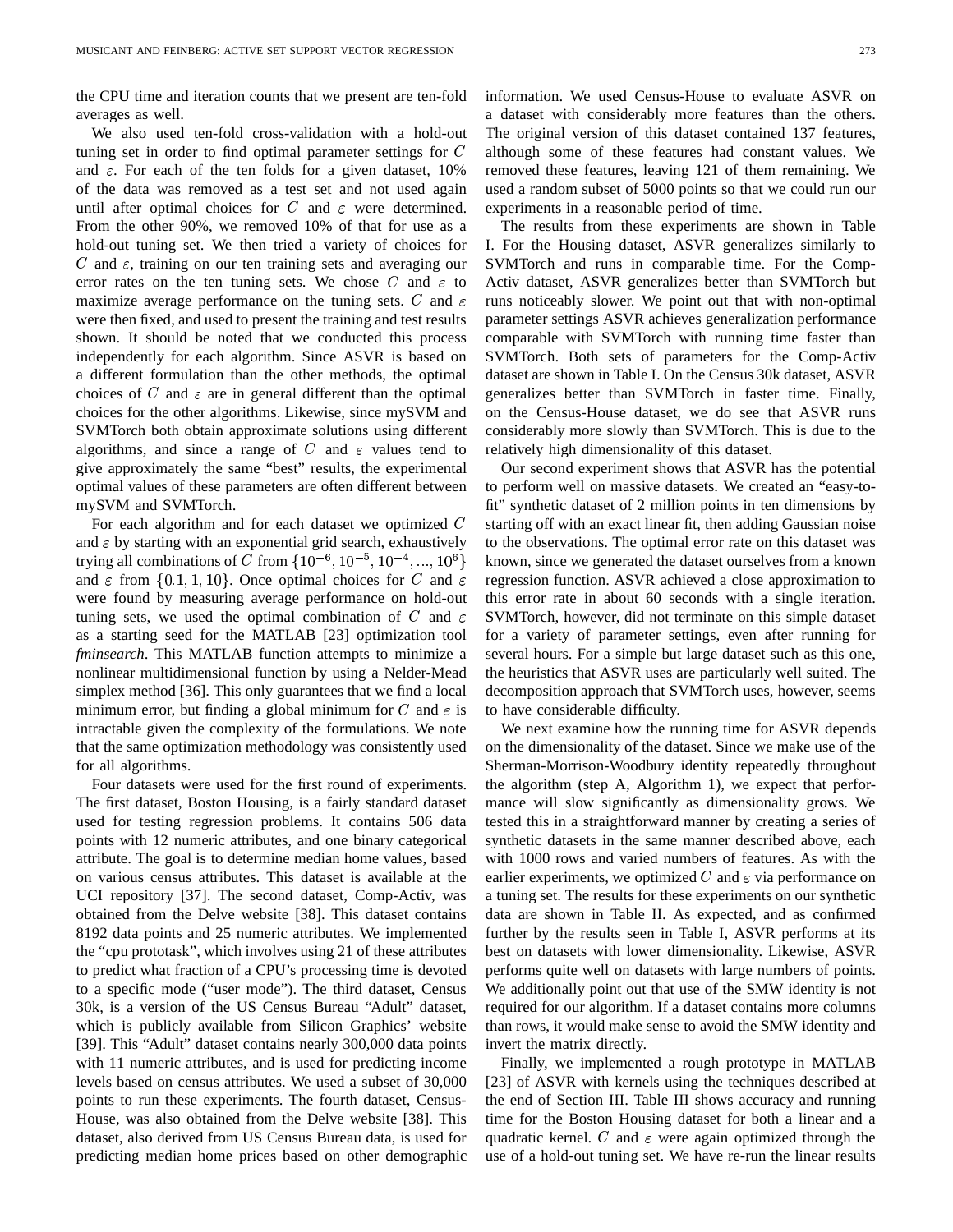the CPU time and iteration counts that we present are ten-fold averages as well.

We also used ten-fold cross-validation with a hold-out tuning set in order to find optimal parameter settings for $C$ and $\varepsilon$. For each of the ten folds for a given dataset, 10% of the data was removed as a test set and not used again until after optimal choices for $C$ and $\varepsilon$ were determined. From the other 90%, we removed 10% of that for use as a hold-out tuning set. We then tried a variety of choices for $C$ and $\varepsilon$, training on our ten training sets and averaging our error rates on the ten tuning sets. We chose $C$ and $\varepsilon$ to maximize average performance on the tuning sets. $C$ and $\varepsilon$ were then fixed, and used to present the training and test results shown. It should be noted that we conducted this process independently for each algorithm. Since ASVR is based on a different formulation than the other methods, the optimal choices of $C$ and $\varepsilon$ are in general different than the optimal choices for the other algorithms. Likewise, since mySVM and SVMTorch both obtain approximate solutions using different algorithms, and since a range of $C$ and $\varepsilon$ values tend to give approximately the same "best" results, the experimental optimal values of these parameters are often different between mySVM and SVMTorch.

For each algorithm and for each dataset we optimized $C$ and $\varepsilon$ by starting with an exponential grid search, exhaustively trying all combinations of $C$ from $\{10^{-6}, 10^{-5}, 10^{-4}, ..., 10^{6}\}$ and $\varepsilon$ from $\{0.1, 1, 10\}$. Once optimal choices for $C$ and $\varepsilon$ were found by measuring average performance on hold-out tuning sets, we used the optimal combination of $C$ and $\varepsilon$ as a starting seed for the MATLAB [23] optimization tool *fminsearch*. This MATLAB function attempts to minimize a nonlinear multidimensional function by using a Nelder-Mead simplex method [36]. This only guarantees that we find a local minimum error, but finding a global minimum for $C$ and $\varepsilon$ is intractable given the complexity of the formulations. We note that the same optimization methodology was consistently used for all algorithms.

Four datasets were used for the first round of experiments. The first dataset, Boston Housing, is a fairly standard dataset used for testing regression problems. It contains 506 data points with 12 numeric attributes, and one binary categorical attribute. The goal is to determine median home values, based on various census attributes. This dataset is available at the UCI repository [37]. The second dataset, Comp-Activ, was obtained from the Delve website [38]. This dataset contains 8192 data points and 25 numeric attributes. We implemented the "cpu prototask", which involves using 21 of these attributes to predict what fraction of a CPU's processing time is devoted to a specific mode ("user mode"). The third dataset, Census 30k, is a version of the US Census Bureau "Adult" dataset, which is publicly available from Silicon Graphics' website [39]. This "Adult" dataset contains nearly 300,000 data points with 11 numeric attributes, and is used for predicting income levels based on census attributes. We used a subset of 30,000 points to run these experiments. The fourth dataset, Census-House, was also obtained from the Delve website [38]. This dataset, also derived from US Census Bureau data, is used for predicting median home prices based on other demographic information. We used Census-House to evaluate ASVR on a dataset with considerably more features than the others. The original version of this dataset contained 137 features, although some of these features had constant values. We removed these features, leaving 121 of them remaining. We used a random subset of 5000 points so that we could run our experiments in a reasonable period of time.

The results from these experiments are shown in Table I. For the Housing dataset, ASVR generalizes similarly to SVMTorch and runs in comparable time. For the Comp-Activ dataset, ASVR generalizes better than SVMTorch but runs noticeably slower. We point out that with non-optimal parameter settings ASVR achieves generalization performance comparable with SVMTorch with running time faster than SVMTorch. Both sets of parameters for the Comp-Activ dataset are shown in Table I. On the Census 30k dataset, ASVR generalizes better than SVMTorch in faster time. Finally, on the Census-House dataset, we do see that ASVR runs considerably more slowly than SVMTorch. This is due to the relatively high dimensionality of this dataset.

Our second experiment shows that ASVR has the potential to perform well on massive datasets. We created an "easy-to-fit" synthetic dataset of 2 million points in ten dimensions by starting off with an exact linear fit, then adding Gaussian noise to the observations. The optimal error rate on this dataset was known, since we generated the dataset ourselves from a known regression function. ASVR achieved a close approximation to this error rate in about 60 seconds with a single iteration. SVMTorch, however, did not terminate on this simple dataset for a variety of parameter settings, even after running for several hours. For a simple but large dataset such as this one, the heuristics that ASVR uses are particularly well suited. The decomposition approach that SVMTorch uses, however, seems to have considerable difficulty.

We next examine how the running time for ASVR depends on the dimensionality of the dataset. Since we make use of the Sherman-Morrison-Woodbury identity repeatedly throughout the algorithm (step A, Algorithm 1), we expect that performance will slow significantly as dimensionality grows. We tested this in a straightforward manner by creating a series of synthetic datasets in the same manner described above, each with 1000 rows and varied numbers of features. As with the earlier experiments, we optimized $C$ and $\varepsilon$ via performance on a tuning set. The results for these experiments on our synthetic data are shown in Table II. As expected, and as confirmed further by the results seen in Table I, ASVR performs at its best on datasets with lower dimensionality. Likewise, ASVR performs quite well on datasets with large numbers of points. We additionally point out that use of the SMW identity is not required for our algorithm. If a dataset contains more columns than rows, it would make sense to avoid the SMW identity and invert the matrix directly.

Finally, we implemented a rough prototype in MATLAB [23] of ASVR with kernels using the techniques described at the end of Section III. Table III shows accuracy and running time for the Boston Housing dataset for both a linear and a quadratic kernel. $C$ and $\varepsilon$ were again optimized through the use of a hold-out tuning set. We have re-run the linear results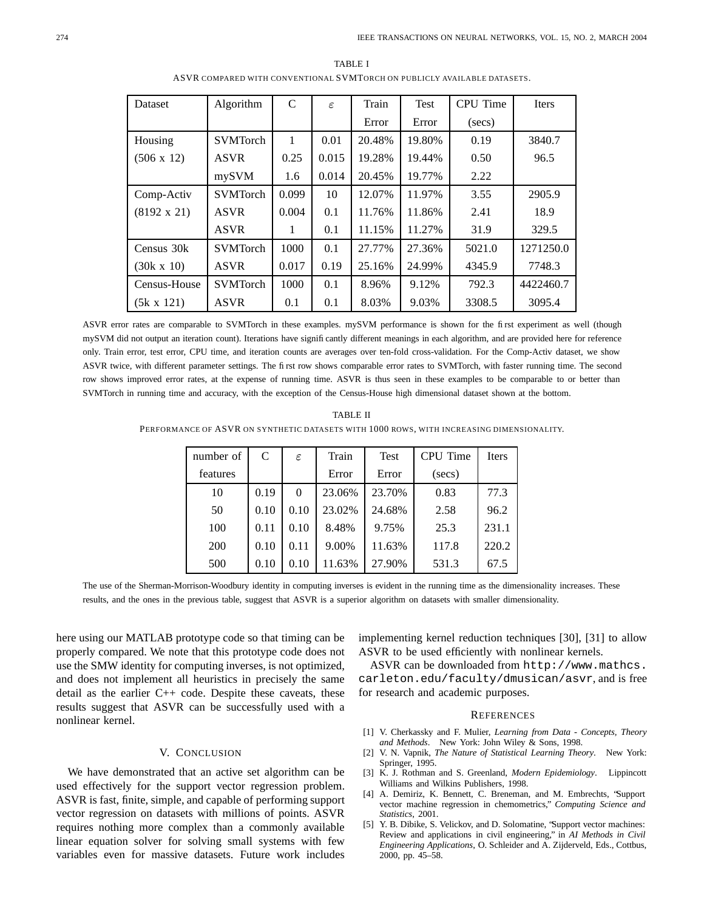TABLE I

ASVR COMPARED WITH CONVENTIONAL SVMTORCH ON PUBLICLY AVAILABLE DATASETS.

| Dataset | Algorithm | C | $\varepsilon$ | Train Error | Test Error | CPU Time (secs) | Iters |
|---|---|---|---|---|---|---|---|
| Housing | SVMTorch | 1 | 0.01 | 20.48% | 19.80% | 0.19 | 3840.7 |
| (506 x 12) | ASVR | 0.25 | 0.015 | 19.28% | 19.44% | 0.50 | 96.5 |
| | mySVM | 1.6 | 0.014 | 20.45% | 19.77% | 2.22 | |
| Comp-Activ | SVMTorch | 0.099 | 10 | 12.07% | 11.97% | 3.55 | 2905.9 |
| (8192 x 21) | ASVR | 0.004 | 0.1 | 11.76% | 11.86% | 2.41 | 18.9 |
| | ASVR | 1 | 0.1 | 11.15% | 11.27% | 31.9 | 329.5 |
| Census 30k | SVMTorch | 1000 | 0.1 | 27.77% | 27.36% | 5021.0 | 1271250.0 |
| (30k x 10) | ASVR | 0.017 | 0.19 | 25.16% | 24.99% | 4345.9 | 7748.3 |
| Census-House | SVMTorch | 1000 | 0.1 | 8.96% | 9.12% | 792.3 | 4422460.7 |
| (5k x 121) | ASVR | 0.1 | 0.1 | 8.03% | 9.03% | 3308.5 | 3095.4 |

ASVR error rates are comparable to SVMTorch in these examples. mySVM performance is shown for the first experiment as well (though mySVM did not output an iteration count). Iterations have significantly different meanings in each algorithm, and are provided here for reference only. Train error, test error, CPU time, and iteration counts are averages over ten-fold cross-validation. For the Comp-Activ dataset, we show ASVR twice, with different parameter settings. The first row shows comparable error rates to SVMTorch, with faster running time. The second row shows improved error rates, at the expense of running time. ASVR is thus seen in these examples to be comparable to or better than SVMTorch in running time and accuracy, with the exception of the Census-House high dimensional dataset shown at the bottom.

TABLE II

PERFORMANCE OF ASVR ON SYNTHETIC DATASETS WITH 1000 ROWS, WITH INCREASING DIMENSIONALITY.

| number of features | C | $\varepsilon$ | Train Error | Test Error | CPU Time (secs) | Iters |
|---|---|---|---|---|---|---|
| 10 | 0.19 | 0 | 23.06% | 23.70% | 0.83 | 77.3 |
| 50 | 0.10 | 0.10 | 23.02% | 24.68% | 2.58 | 96.2 |
| 100 | 0.11 | 0.10 | 8.48% | 9.75% | 25.3 | 231.1 |
| 200 | 0.10 | 0.11 | 9.00% | 11.63% | 117.8 | 220.2 |
| 500 | 0.10 | 0.10 | 11.63% | 27.90% | 531.3 | 67.5 |

The use of the Sherman-Morrison-Woodbury identity in computing inverses is evident in the running time as the dimensionality increases. These results, and the ones in the previous table, suggest that ASVR is a superior algorithm on datasets with smaller dimensionality.

here using our MATLAB prototype code so that timing can be properly compared. We note that this prototype code does not use the SMW identity for computing inverses, is not optimized, and does not implement all heuristics in precisely the same detail as the earlier C++ code. Despite these caveats, these results suggest that ASVR can be successfully used with a nonlinear kernel.

## V. CONCLUSION

We have demonstrated that an active set algorithm can be used effectively for the support vector regression problem. ASVR is fast, finite, simple, and capable of performing support vector regression on datasets with millions of points. ASVR requires nothing more complex than a commonly available linear equation solver for solving small systems with few variables even for massive datasets. Future work includes implementing kernel reduction techniques [30], [31] to allow ASVR to be used efficiently with nonlinear kernels.

ASVR can be downloaded from `http://www.mathcs.carleton.edu/faculty/dmusican/asvr`, and is free for research and academic purposes.

## REFERENCES

[1] V. Cherkassky and F. Mulier, *Learning from Data - Concepts, Theory and Methods*. New York: John Wiley & Sons, 1998.

[2] V. N. Vapnik, *The Nature of Statistical Learning Theory*. New York: Springer, 1995.

[3] K. J. Rothman and S. Greenland, *Modern Epidemiology*. Lippincott Williams and Wilkins Publishers, 1998.

[4] A. Demiriz, K. Bennett, C. Breneman, and M. Embrechts, "Support vector machine regression in chemometrics," *Computing Science and Statistics*, 2001.

[5] Y. B. Dibike, S. Velickov, and D. Solomatine, "Support vector machines: Review and applications in civil engineering," in *AI Methods in Civil Engineering Applications*, O. Schleider and A. Zijderveld, Eds., Cottbus, 2000, pp. 45–58.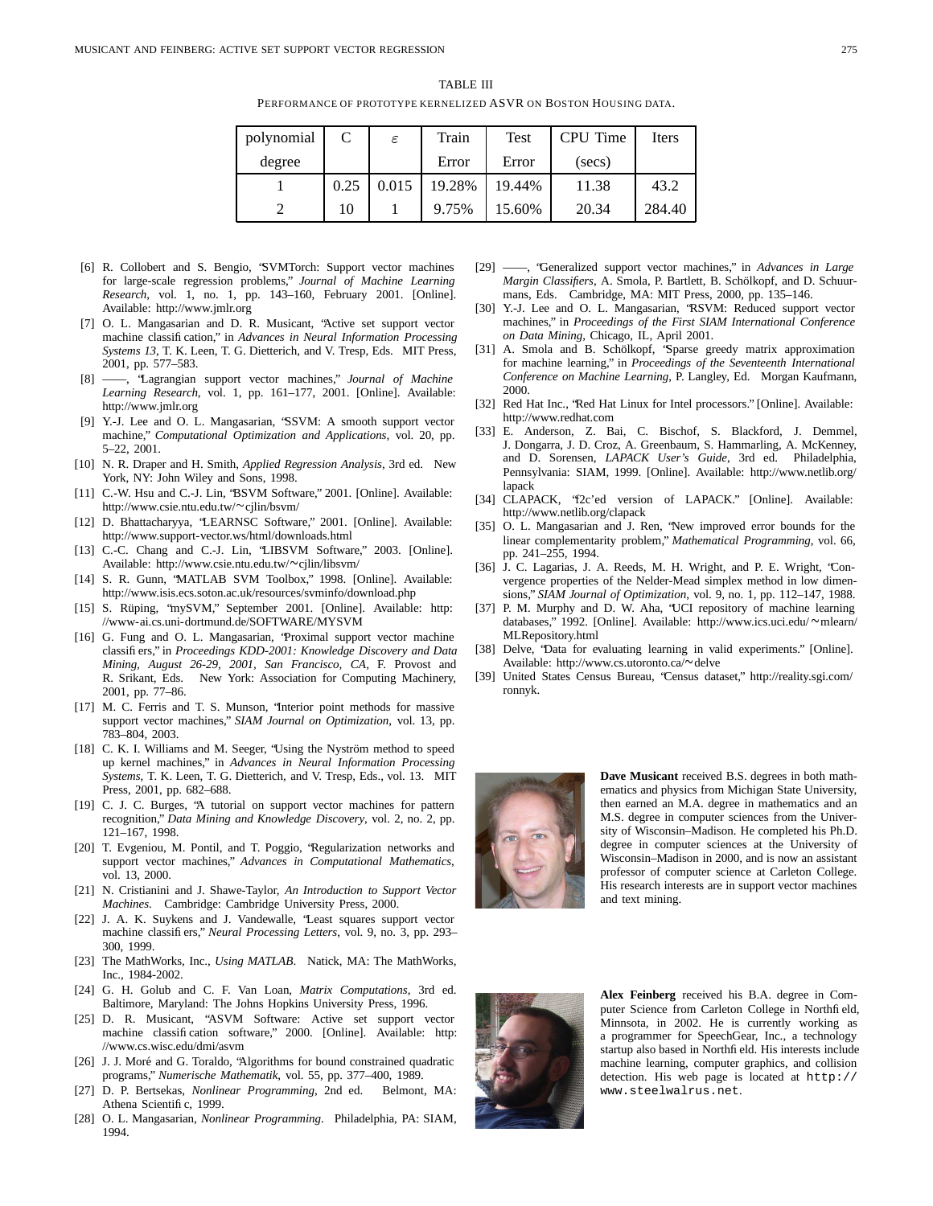TABLE III

PERFORMANCE OF PROTOTYPE KERNELIZED ASVR ON BOSTON HOUSING DATA.

| polynomial degree | C | $\varepsilon$ | Train Error | Test Error | CPU Time (secs) | Iters |
|---|---|---|---|---|---|---|
| 1 | 0.25 | 0.015 | 19.28% | 19.44% | 11.38 | 43.2 |
| 2 | 10 | 1 | 9.75% | 15.60% | 20.34 | 284.40 |

[6] R. Collobert and S. Bengio, "SVMTorch: Support vector machines for large-scale regression problems," *Journal of Machine Learning Research*, vol. 1, no. 1, pp. 143–160, February 2001. [Online]. Available: http://www.jmlr.org

[7] O. L. Mangasarian and D. R. Musicant, "Active set support vector machine classification," in *Advances in Neural Information Processing Systems 13*, T. K. Leen, T. G. Dietterich, and V. Tresp, Eds. MIT Press, 2001, pp. 577–583.

[8] ——, "Lagrangian support vector machines," *Journal of Machine Learning Research*, vol. 1, pp. 161–177, 2001. [Online]. Available: http://www.jmlr.org

[9] Y.-J. Lee and O. L. Mangasarian, "SSVM: A smooth support vector machine," *Computational Optimization and Applications*, vol. 20, pp. 5–22, 2001.

[10] N. R. Draper and H. Smith, *Applied Regression Analysis*, 3rd ed. New York, NY: John Wiley and Sons, 1998.

[11] C.-W. Hsu and C.-J. Lin, "BSVM Software," 2001. [Online]. Available: http://www.csie.ntu.edu.tw/~cjlin/bsvm/

[12] D. Bhattacharyya, "LEARNSC Software," 2001. [Online]. Available: http://www.support-vector.ws/html/downloads.html

[13] C.-C. Chang and C.-J. Lin, "LIBSVM Software," 2003. [Online]. Available: http://www.csie.ntu.edu.tw/~cjlin/libsvm/

[14] S. R. Gunn, "MATLAB SVM Toolbox," 1998. [Online]. Available: http://www.isis.ecs.soton.ac.uk/resources/svminfo/download.php

[15] S. Rüping, "mySVM," September 2001. [Online]. Available: http://www-ai.cs.uni-dortmund.de/SOFTWARE/MYSVM

[16] G. Fung and O. L. Mangasarian, "Proximal support vector machine classifiers," in *Proceedings KDD-2001: Knowledge Discovery and Data Mining, August 26-29, 2001, San Francisco, CA*, F. Provost and R. Srikant, Eds. New York: Association for Computing Machinery, 2001, pp. 77–86.

[17] M. C. Ferris and T. S. Munson, "Interior point methods for massive support vector machines," *SIAM Journal on Optimization*, vol. 13, pp. 783–804, 2003.

[18] C. K. I. Williams and M. Seeger, "Using the Nyström method to speed up kernel machines," in *Advances in Neural Information Processing Systems*, T. K. Leen, T. G. Dietterich, and V. Tresp, Eds., vol. 13. MIT Press, 2001, pp. 682–688.

[19] C. J. C. Burges, "A tutorial on support vector machines for pattern recognition," *Data Mining and Knowledge Discovery*, vol. 2, no. 2, pp. 121–167, 1998.

[20] T. Evgeniou, M. Pontil, and T. Poggio, "Regularization networks and support vector machines," *Advances in Computational Mathematics*, vol. 13, 2000.

[21] N. Cristianini and J. Shawe-Taylor, *An Introduction to Support Vector Machines*. Cambridge: Cambridge University Press, 2000.

[22] J. A. K. Suykens and J. Vandewalle, "Least squares support vector machine classifiers," *Neural Processing Letters*, vol. 9, no. 3, pp. 293–300, 1999.

[23] The MathWorks, Inc., *Using MATLAB*. Natick, MA: The MathWorks, Inc., 1984-2002.

[24] G. H. Golub and C. F. Van Loan, *Matrix Computations*, 3rd ed. Baltimore, Maryland: The Johns Hopkins University Press, 1996.

[25] D. R. Musicant, "ASVM Software: Active set support vector machine classification software," 2000. [Online]. Available: http://www.cs.wisc.edu/dmi/asvm

[26] J. J. Moré and G. Toraldo, "Algorithms for bound constrained quadratic programs," *Numerische Mathematik*, vol. 55, pp. 377–400, 1989.

[27] D. P. Bertsekas, *Nonlinear Programming*, 2nd ed. Belmont, MA: Athena Scientific, 1999.

[28] O. L. Mangasarian, *Nonlinear Programming*. Philadelphia, PA: SIAM, 1994.

[29] ——, "Generalized support vector machines," in *Advances in Large Margin Classifiers*, A. Smola, P. Bartlett, B. Schölkopf, and D. Schuurmans, Eds. Cambridge, MA: MIT Press, 2000, pp. 135–146.

[30] Y.-J. Lee and O. L. Mangasarian, "RSVM: Reduced support vector machines," in *Proceedings of the First SIAM International Conference on Data Mining*, Chicago, IL, April 2001.

[31] A. Smola and B. Schölkopf, "Sparse greedy matrix approximation for machine learning," in *Proceedings of the Seventeenth International Conference on Machine Learning*, P. Langley, Ed. Morgan Kaufmann, 2000.

[32] Red Hat Inc., "Red Hat Linux for Intel processors." [Online]. Available: http://www.redhat.com

[33] E. Anderson, Z. Bai, C. Bischof, S. Blackford, J. Demmel, J. Dongarra, J. D. Croz, A. Greenbaum, S. Hammarling, A. McKenney, and D. Sorensen, *LAPACK User's Guide*, 3rd ed. Philadelphia, Pennsylvania: SIAM, 1999. [Online]. Available: http://www.netlib.org/lapack

[34] CLAPACK, "f2c'ed version of LAPACK." [Online]. Available: http://www.netlib.org/clapack

[35] O. L. Mangasarian and J. Ren, "New improved error bounds for the linear complementarity problem," *Mathematical Programming*, vol. 66, pp. 241–255, 1994.

[36] J. C. Lagarias, J. A. Reeds, M. H. Wright, and P. E. Wright, "Convergence properties of the Nelder-Mead simplex method in low dimensions," *SIAM Journal of Optimization*, vol. 9, no. 1, pp. 112–147, 1988.

[37] P. M. Murphy and D. W. Aha, "UCI repository of machine learning databases," 1992. [Online]. Available: http://www.ics.uci.edu/~mlearn/MLRepository.html

[38] Delve, "Data for evaluating learning in valid experiments." [Online]. Available: http://www.cs.utoronto.ca/~delve

[39] United States Census Bureau, "Census dataset," http://reality.sgi.com/ronnyk.

**Dave Musicant** received B.S. degrees in both mathematics and physics from Michigan State University, then earned an M.A. degree in mathematics and an M.S. degree in computer sciences from the University of Wisconsin–Madison. He completed his Ph.D. degree in computer sciences at the University of Wisconsin–Madison in 2000, and is now an assistant professor of computer science at Carleton College. His research interests are in support vector machines and text mining.

**Alex Feinberg** received his B.A. degree in Computer Science from Carleton College in Northfield, Minnsota, in 2002. He is currently working as a programmer for SpeechGear, Inc., a technology startup also based in Northfield. His interests include machine learning, computer graphics, and collision detection. His web page is located at http://www.steelwalrus.net.